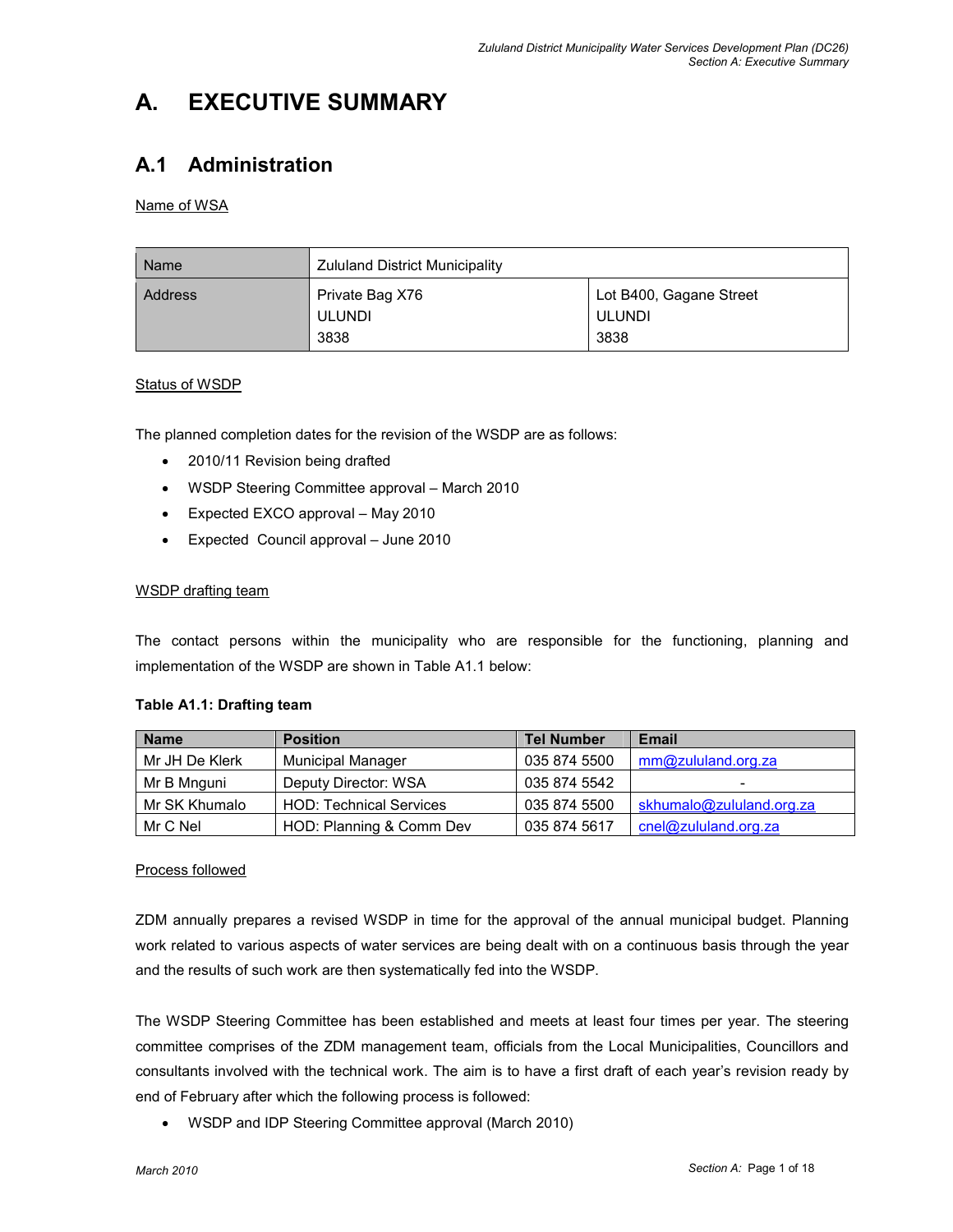# A. EXECUTIVE SUMMARY

## A.1 Administration

Name of WSA

| Name | Zululand District Municipality | |
|---|---|---|
| Address | Private Bag X76<br>ULUNDI<br>3838 | Lot B400, Gagane Street<br>ULUNDI<br>3838 |

Status of WSDP

The planned completion dates for the revision of the WSDP are as follows:

- 2010/11 Revision being drafted
- WSDP Steering Committee approval – March 2010
- Expected EXCO approval – May 2010
- Expected Council approval – June 2010

WSDP drafting team

The contact persons within the municipality who are responsible for the functioning, planning and implementation of the WSDP are shown in Table A1.1 below:

**Table A1.1: Drafting team**

| Name | Position | Tel Number | Email |
|---|---|---|---|
| Mr JH De Klerk | Municipal Manager | 035 874 5500 | mm@zululand.org.za |
| Mr B Mnguni | Deputy Director: WSA | 035 874 5542 | - |
| Mr SK Khumalo | HOD: Technical Services | 035 874 5500 | skhumalo@zululand.org.za |
| Mr C Nel | HOD: Planning & Comm Dev | 035 874 5617 | cnel@zululand.org.za |

Process followed

ZDM annually prepares a revised WSDP in time for the approval of the annual municipal budget. Planning work related to various aspects of water services are being dealt with on a continuous basis through the year and the results of such work are then systematically fed into the WSDP.

The WSDP Steering Committee has been established and meets at least four times per year. The steering committee comprises of the ZDM management team, officials from the Local Municipalities, Councillors and consultants involved with the technical work. The aim is to have a first draft of each year's revision ready by end of February after which the following process is followed:

- WSDP and IDP Steering Committee approval (March 2010)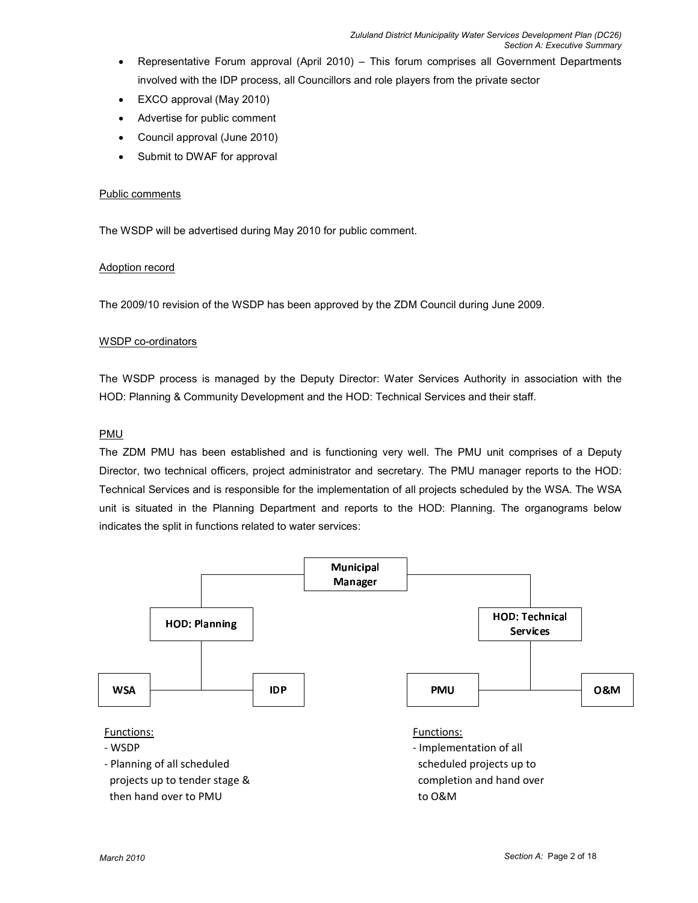- Representative Forum approval (April 2010) – This forum comprises all Government Departments involved with the IDP process, all Councillors and role players from the private sector
- EXCO approval (May 2010)
- Advertise for public comment
- Council approval (June 2010)
- Submit to DWAF for approval

Public comments

The WSDP will be advertised during May 2010 for public comment.

Adoption record

The 2009/10 revision of the WSDP has been approved by the ZDM Council during June 2009.

WSDP co-ordinators

The WSDP process is managed by the Deputy Director: Water Services Authority in association with the HOD: Planning & Community Development and the HOD: Technical Services and their staff.

PMU

The ZDM PMU has been established and is functioning very well. The PMU unit comprises of a Deputy Director, two technical officers, project administrator and secretary. The PMU manager reports to the HOD: Technical Services and is responsible for the implementation of all projects scheduled by the WSA. The WSA unit is situated in the Planning Department and reports to the HOD: Planning. The organograms below indicates the split in functions related to water services:

**Municipal Manager**

- **HOD: Planning**
  - **WSA**
  - **IDP**
- **HOD: Technical Services**
  - **PMU**
  - **O&M**

Functions (WSA):
- WSDP
- Planning of all scheduled projects up to tender stage & then hand over to PMU

Functions (PMU):
- Implementation of all scheduled projects up to completion and hand over to O&M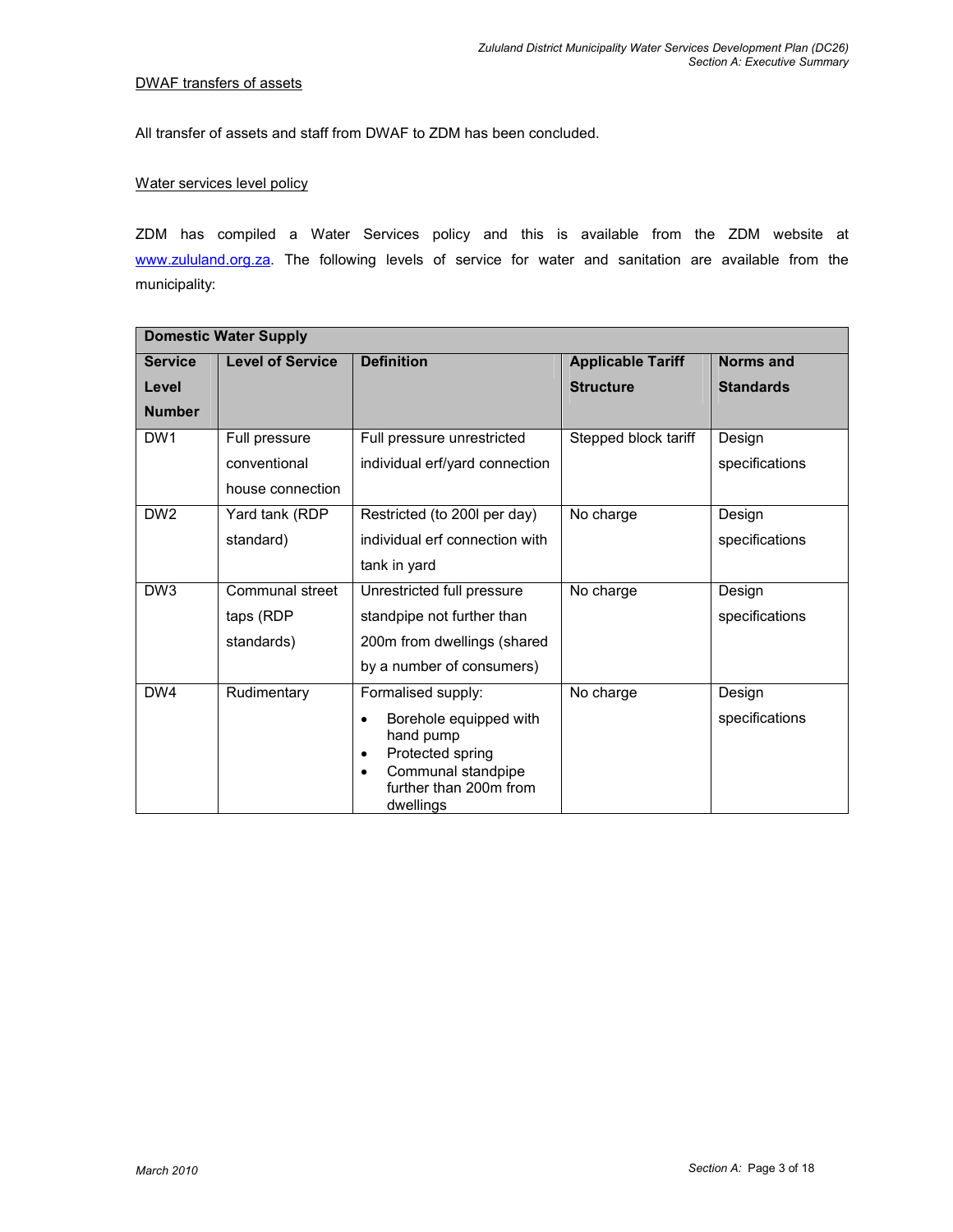<u>DWAF transfers of assets</u>

All transfer of assets and staff from DWAF to ZDM has been concluded.

<u>Water services level policy</u>

ZDM has compiled a Water Services policy and this is available from the ZDM website at www.zululand.org.za. The following levels of service for water and sanitation are available from the municipality:

| **Domestic Water Supply** | | | | |
|---|---|---|---|---|
| **Service Level Number** | **Level of Service** | **Definition** | **Applicable Tariff Structure** | **Norms and Standards** |
| DW1 | Full pressure conventional house connection | Full pressure unrestricted individual erf/yard connection | Stepped block tariff | Design specifications |
| DW2 | Yard tank (RDP standard) | Restricted (to 200l per day) individual erf connection with tank in yard | No charge | Design specifications |
| DW3 | Communal street taps (RDP standards) | Unrestricted full pressure standpipe not further than 200m from dwellings (shared by a number of consumers) | No charge | Design specifications |
| DW4 | Rudimentary | Formalised supply:<br>• Borehole equipped with hand pump<br>• Protected spring<br>• Communal standpipe further than 200m from dwellings | No charge | Design specifications |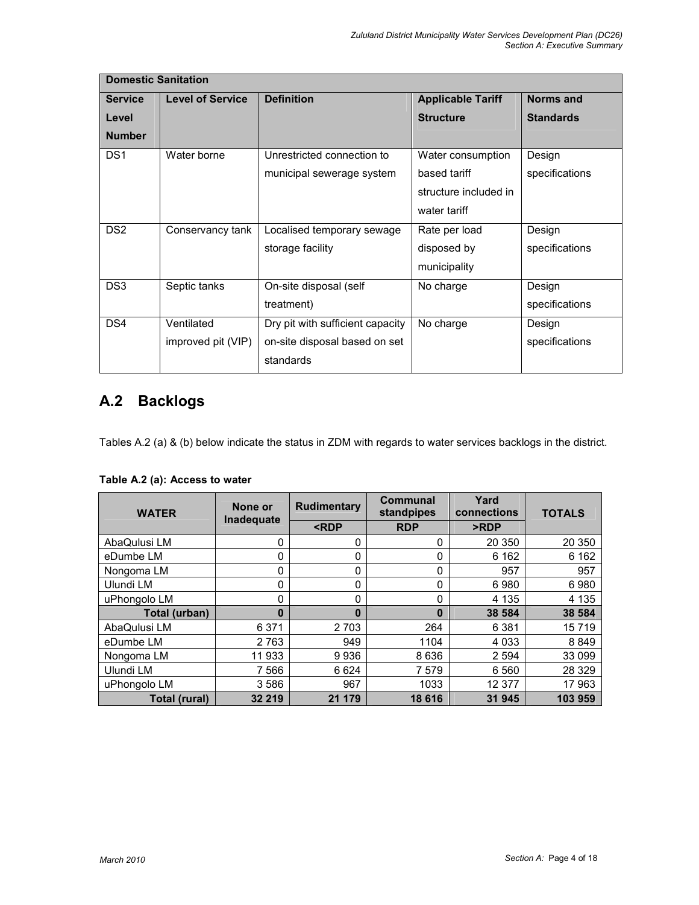| Domestic Sanitation | | | | |
|---|---|---|---|---|
| **Service Level Number** | **Level of Service** | **Definition** | **Applicable Tariff Structure** | **Norms and Standards** |
| DS1 | Water borne | Unrestricted connection to municipal sewerage system | Water consumption based tariff structure included in water tariff | Design specifications |
| DS2 | Conservancy tank | Localised temporary sewage storage facility | Rate per load disposed by municipality | Design specifications |
| DS3 | Septic tanks | On-site disposal (self treatment) | No charge | Design specifications |
| DS4 | Ventilated improved pit (VIP) | Dry pit with sufficient capacity on-site disposal based on set standards | No charge | Design specifications |

## A.2 Backlogs

Tables A.2 (a) & (b) below indicate the status in ZDM with regards to water services backlogs in the district.

**Table A.2 (a): Access to water**

| WATER | None or Inadequate | Rudimentary | Communal standpipes | Yard connections | TOTALS |
|---|---|---|---|---|---|
| | | <RDP | RDP | >RDP | |
| AbaQulusi LM | 0 | 0 | 0 | 20 350 | 20 350 |
| eDumbe LM | 0 | 0 | 0 | 6 162 | 6 162 |
| Nongoma LM | 0 | 0 | 0 | 957 | 957 |
| Ulundi LM | 0 | 0 | 0 | 6 980 | 6 980 |
| uPhongolo LM | 0 | 0 | 0 | 4 135 | 4 135 |
| **Total (urban)** | **0** | **0** | **0** | **38 584** | **38 584** |
| AbaQulusi LM | 6 371 | 2 703 | 264 | 6 381 | 15 719 |
| eDumbe LM | 2 763 | 949 | 1104 | 4 033 | 8 849 |
| Nongoma LM | 11 933 | 9 936 | 8 636 | 2 594 | 33 099 |
| Ulundi LM | 7 566 | 6 624 | 7 579 | 6 560 | 28 329 |
| uPhongolo LM | 3 586 | 967 | 1033 | 12 377 | 17 963 |
| **Total (rural)** | **32 219** | **21 179** | **18 616** | **31 945** | **103 959** |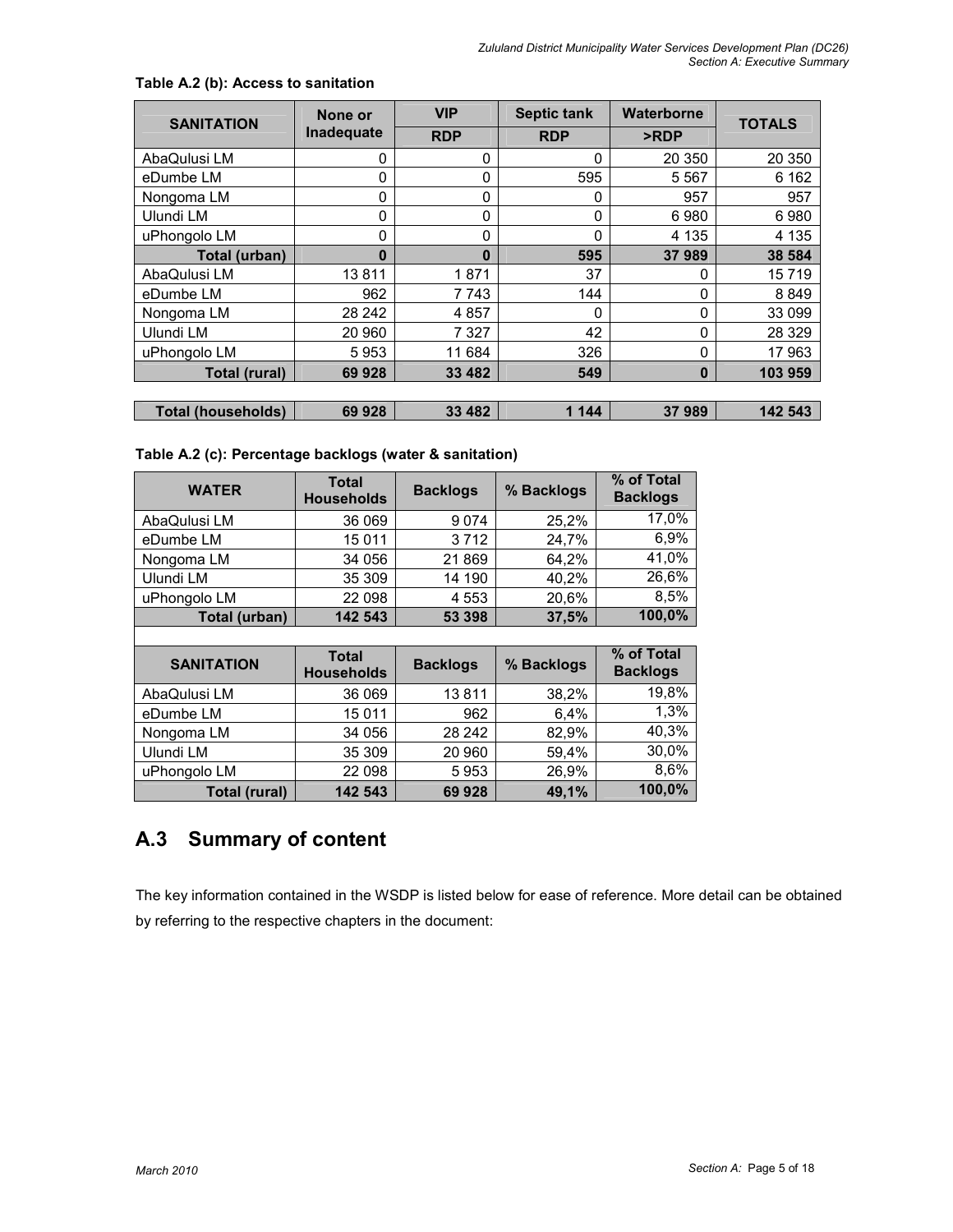**Table A.2 (b): Access to sanitation**

| SANITATION | None or Inadequate | VIP | Septic tank | Waterborne | TOTALS |
|---|---|---|---|---|---|
| | | RDP | RDP | >RDP | |
| AbaQulusi LM | 0 | 0 | 0 | 20 350 | 20 350 |
| eDumbe LM | 0 | 0 | 595 | 5 567 | 6 162 |
| Nongoma LM | 0 | 0 | 0 | 957 | 957 |
| Ulundi LM | 0 | 0 | 0 | 6 980 | 6 980 |
| uPhongolo LM | 0 | 0 | 0 | 4 135 | 4 135 |
| **Total (urban)** | **0** | **0** | **595** | **37 989** | **38 584** |
| AbaQulusi LM | 13 811 | 1 871 | 37 | 0 | 15 719 |
| eDumbe LM | 962 | 7 743 | 144 | 0 | 8 849 |
| Nongoma LM | 28 242 | 4 857 | 0 | 0 | 33 099 |
| Ulundi LM | 20 960 | 7 327 | 42 | 0 | 28 329 |
| uPhongolo LM | 5 953 | 11 684 | 326 | 0 | 17 963 |
| **Total (rural)** | **69 928** | **33 482** | **549** | **0** | **103 959** |
| | | | | | |
| **Total (households)** | **69 928** | **33 482** | **1 144** | **37 989** | **142 543** |

**Table A.2 (c): Percentage backlogs (water & sanitation)**

| WATER | Total Households | Backlogs | % Backlogs | % of Total Backlogs |
|---|---|---|---|---|
| AbaQulusi LM | 36 069 | 9 074 | 25,2% | 17,0% |
| eDumbe LM | 15 011 | 3 712 | 24,7% | 6,9% |
| Nongoma LM | 34 056 | 21 869 | 64,2% | 41,0% |
| Ulundi LM | 35 309 | 14 190 | 40,2% | 26,6% |
| uPhongolo LM | 22 098 | 4 553 | 20,6% | 8,5% |
| **Total (urban)** | **142 543** | **53 398** | **37,5%** | **100,0%** |
| | | | | |
| **SANITATION** | **Total Households** | **Backlogs** | **% Backlogs** | **% of Total Backlogs** |
| AbaQulusi LM | 36 069 | 13 811 | 38,2% | 19,8% |
| eDumbe LM | 15 011 | 962 | 6,4% | 1,3% |
| Nongoma LM | 34 056 | 28 242 | 82,9% | 40,3% |
| Ulundi LM | 35 309 | 20 960 | 59,4% | 30,0% |
| uPhongolo LM | 22 098 | 5 953 | 26,9% | 8,6% |
| **Total (rural)** | **142 543** | **69 928** | **49,1%** | **100,0%** |

## A.3 Summary of content

The key information contained in the WSDP is listed below for ease of reference. More detail can be obtained by referring to the respective chapters in the document: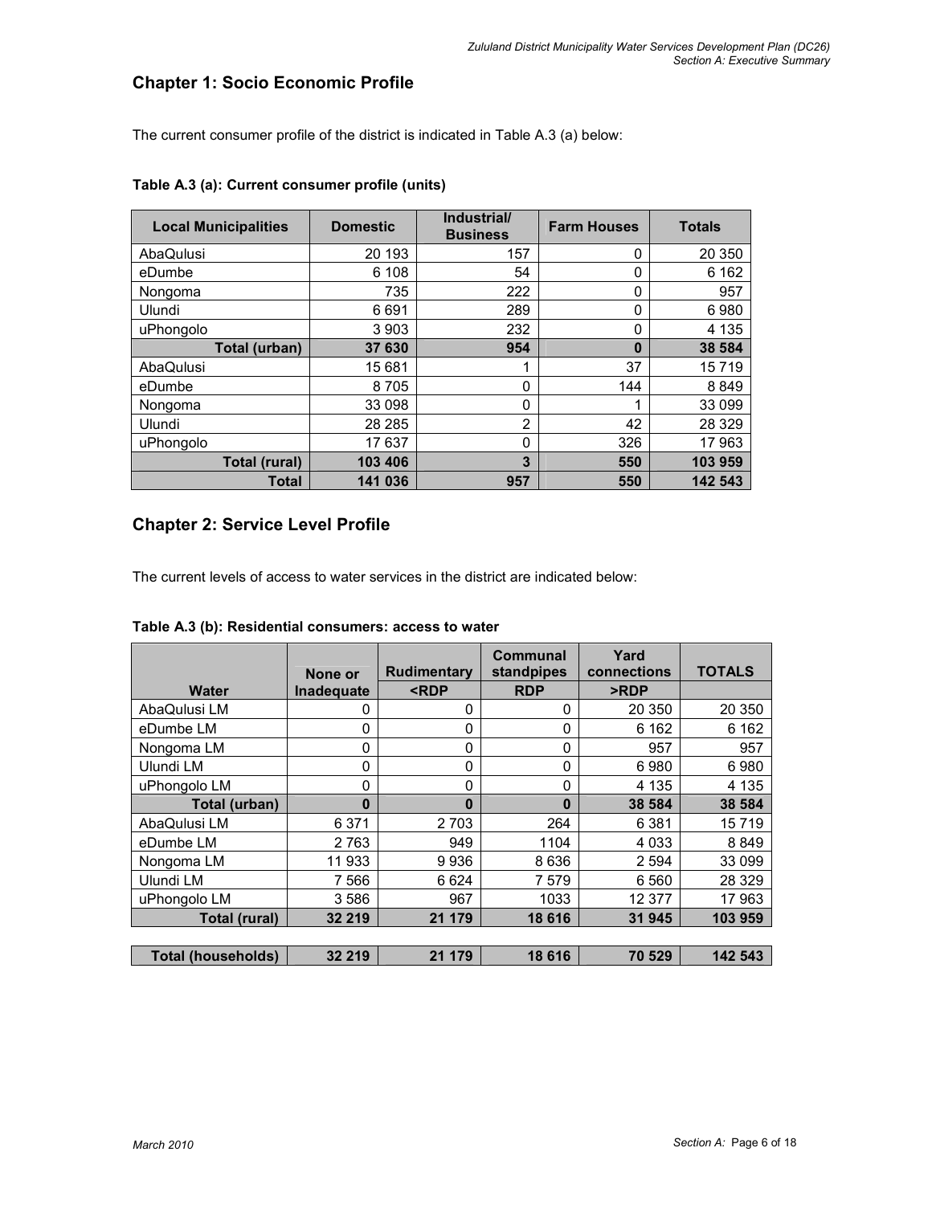## Chapter 1: Socio Economic Profile

The current consumer profile of the district is indicated in Table A.3 (a) below:

**Table A.3 (a): Current consumer profile (units)**

| Local Municipalities | Domestic | Industrial/ Business | Farm Houses | Totals |
|---|---|---|---|---|
| AbaQulusi | 20 193 | 157 | 0 | 20 350 |
| eDumbe | 6 108 | 54 | 0 | 6 162 |
| Nongoma | 735 | 222 | 0 | 957 |
| Ulundi | 6 691 | 289 | 0 | 6 980 |
| uPhongolo | 3 903 | 232 | 0 | 4 135 |
| **Total (urban)** | **37 630** | **954** | **0** | **38 584** |
| AbaQulusi | 15 681 | 1 | 37 | 15 719 |
| eDumbe | 8 705 | 0 | 144 | 8 849 |
| Nongoma | 33 098 | 0 | 1 | 33 099 |
| Ulundi | 28 285 | 2 | 42 | 28 329 |
| uPhongolo | 17 637 | 0 | 326 | 17 963 |
| **Total (rural)** | **103 406** | **3** | **550** | **103 959** |
| **Total** | **141 036** | **957** | **550** | **142 543** |

## Chapter 2: Service Level Profile

The current levels of access to water services in the district are indicated below:

**Table A.3 (b): Residential consumers: access to water**

| | None or | Rudimentary | Communal standpipes | Yard connections | TOTALS |
|---|---|---|---|---|---|
| **Water** | **Inadequate** | **<RDP** | **RDP** | **>RDP** | |
| AbaQulusi LM | 0 | 0 | 0 | 20 350 | 20 350 |
| eDumbe LM | 0 | 0 | 0 | 6 162 | 6 162 |
| Nongoma LM | 0 | 0 | 0 | 957 | 957 |
| Ulundi LM | 0 | 0 | 0 | 6 980 | 6 980 |
| uPhongolo LM | 0 | 0 | 0 | 4 135 | 4 135 |
| **Total (urban)** | **0** | **0** | **0** | **38 584** | **38 584** |
| AbaQulusi LM | 6 371 | 2 703 | 264 | 6 381 | 15 719 |
| eDumbe LM | 2 763 | 949 | 1104 | 4 033 | 8 849 |
| Nongoma LM | 11 933 | 9 936 | 8 636 | 2 594 | 33 099 |
| Ulundi LM | 7 566 | 6 624 | 7 579 | 6 560 | 28 329 |
| uPhongolo LM | 3 586 | 967 | 1033 | 12 377 | 17 963 |
| **Total (rural)** | **32 219** | **21 179** | **18 616** | **31 945** | **103 959** |
| | | | | | |
| **Total (households)** | **32 219** | **21 179** | **18 616** | **70 529** | **142 543** |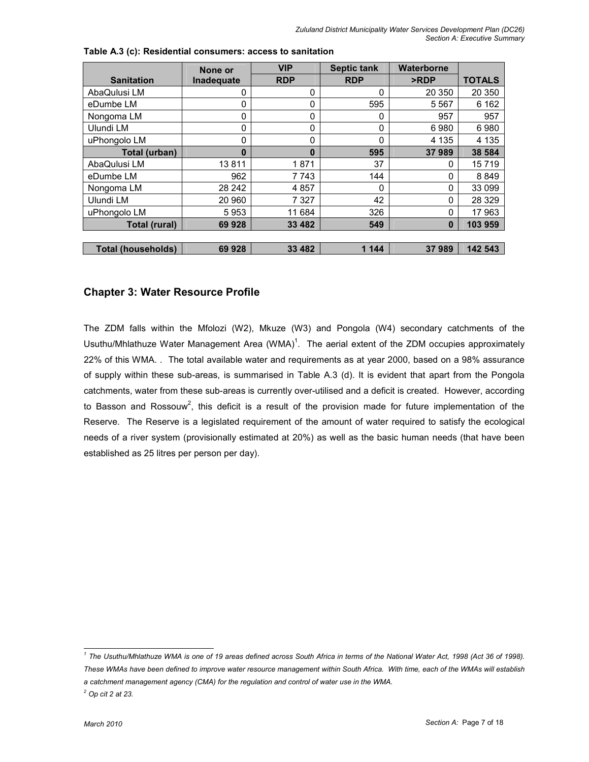**Table A.3 (c): Residential consumers: access to sanitation**

| Sanitation | None or Inadequate | VIP | Septic tank | Waterborne | TOTALS |
|---|---|---|---|---|---|
| | | RDP | RDP | >RDP | |
| AbaQulusi LM | 0 | 0 | 0 | 20 350 | 20 350 |
| eDumbe LM | 0 | 0 | 595 | 5 567 | 6 162 |
| Nongoma LM | 0 | 0 | 0 | 957 | 957 |
| Ulundi LM | 0 | 0 | 0 | 6 980 | 6 980 |
| uPhongolo LM | 0 | 0 | 0 | 4 135 | 4 135 |
| **Total (urban)** | **0** | **0** | **595** | **37 989** | **38 584** |
| AbaQulusi LM | 13 811 | 1 871 | 37 | 0 | 15 719 |
| eDumbe LM | 962 | 7 743 | 144 | 0 | 8 849 |
| Nongoma LM | 28 242 | 4 857 | 0 | 0 | 33 099 |
| Ulundi LM | 20 960 | 7 327 | 42 | 0 | 28 329 |
| uPhongolo LM | 5 953 | 11 684 | 326 | 0 | 17 963 |
| **Total (rural)** | **69 928** | **33 482** | **549** | **0** | **103 959** |
| **Total (households)** | **69 928** | **33 482** | **1 144** | **37 989** | **142 543** |

## Chapter 3: Water Resource Profile

The ZDM falls within the Mfolozi (W2), Mkuze (W3) and Pongola (W4) secondary catchments of the Usuthu/Mhlathuze Water Management Area (WMA)[1]. The aerial extent of the ZDM occupies approximately 22% of this WMA. . The total available water and requirements as at year 2000, based on a 98% assurance of supply within these sub-areas, is summarised in Table A.3 (d). It is evident that apart from the Pongola catchments, water from these sub-areas is currently over-utilised and a deficit is created. However, according to Basson and Rossouw[2], this deficit is a result of the provision made for future implementation of the Reserve. The Reserve is a legislated requirement of the amount of water required to satisfy the ecological needs of a river system (provisionally estimated at 20%) as well as the basic human needs (that have been established as 25 litres per person per day).

---

*[1] The Usuthu/Mhlathuze WMA is one of 19 areas defined across South Africa in terms of the National Water Act, 1998 (Act 36 of 1998). These WMAs have been defined to improve water resource management within South Africa. With time, each of the WMAs will establish a catchment management agency (CMA) for the regulation and control of water use in the WMA.*

*[2] Op cit 2 at 23.*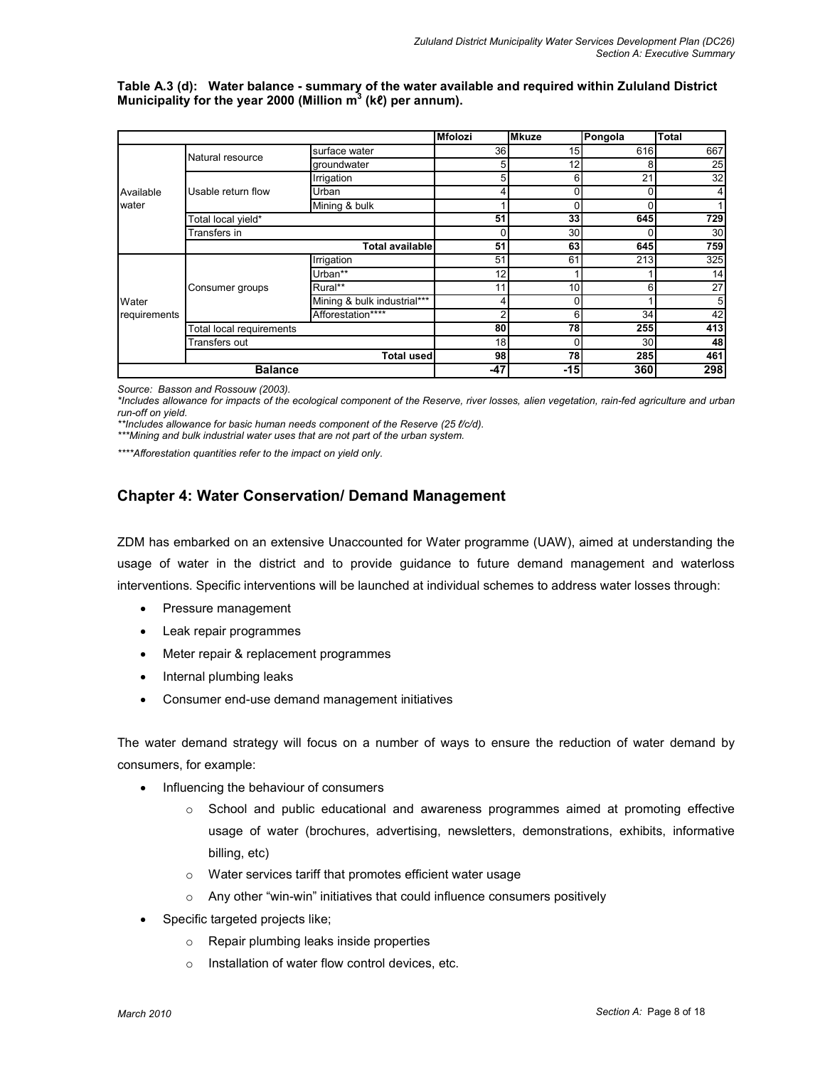**Table A.3 (d): Water balance - summary of the water available and required within Zululand District Municipality for the year 2000 (Million $m^3$ (kℓ) per annum).**

| | | | Mfolozi | Mkuze | Pongola | Total |
|---|---|---|---|---|---|---|
| Available water | Natural resource | surface water | 36 | 15 | 616 | 667 |
| | | groundwater | 5 | 12 | 8 | 25 |
| | Usable return flow | Irrigation | 5 | 6 | 21 | 32 |
| | | Urban | 4 | 0 | 0 | 4 |
| | | Mining & bulk | 1 | 0 | 0 | 1 |
| | Total local yield* | | **51** | **33** | **645** | **729** |
| | Transfers in | | 0 | 30 | 0 | 30 |
| | | **Total available** | **51** | **63** | **645** | **759** |
| Water requirements | Consumer groups | Irrigation | 51 | 61 | 213 | 325 |
| | | Urban** | 12 | 1 | 1 | 14 |
| | | Rural** | 11 | 10 | 6 | 27 |
| | | Mining & bulk industrial*** | 4 | 0 | 1 | 5 |
| | | Afforestation**** | 2 | 6 | 34 | 42 |
| | Total local requirements | | **80** | **78** | **255** | **413** |
| | Transfers out | | 18 | 0 | 30 | **48** |
| | | **Total used** | **98** | **78** | **285** | **461** |
| **Balance** | | | **-47** | **-15** | **360** | **298** |

*Source: Basson and Rossouw (2003).*

*\*Includes allowance for impacts of the ecological component of the Reserve, river losses, alien vegetation, rain-fed agriculture and urban run-off on yield.*

*\*\*Includes allowance for basic human needs component of the Reserve (25 ℓ/c/d).*

*\*\*\*Mining and bulk industrial water uses that are not part of the urban system.*

*\*\*\*\*Afforestation quantities refer to the impact on yield only.*

## Chapter 4: Water Conservation/ Demand Management

ZDM has embarked on an extensive Unaccounted for Water programme (UAW), aimed at understanding the usage of water in the district and to provide guidance to future demand management and waterloss interventions. Specific interventions will be launched at individual schemes to address water losses through:

- Pressure management
- Leak repair programmes
- Meter repair & replacement programmes
- Internal plumbing leaks
- Consumer end-use demand management initiatives

The water demand strategy will focus on a number of ways to ensure the reduction of water demand by consumers, for example:

- Influencing the behaviour of consumers
  - School and public educational and awareness programmes aimed at promoting effective usage of water (brochures, advertising, newsletters, demonstrations, exhibits, informative billing, etc)
  - Water services tariff that promotes efficient water usage
  - Any other "win-win" initiatives that could influence consumers positively
- Specific targeted projects like;
  - Repair plumbing leaks inside properties
  - Installation of water flow control devices, etc.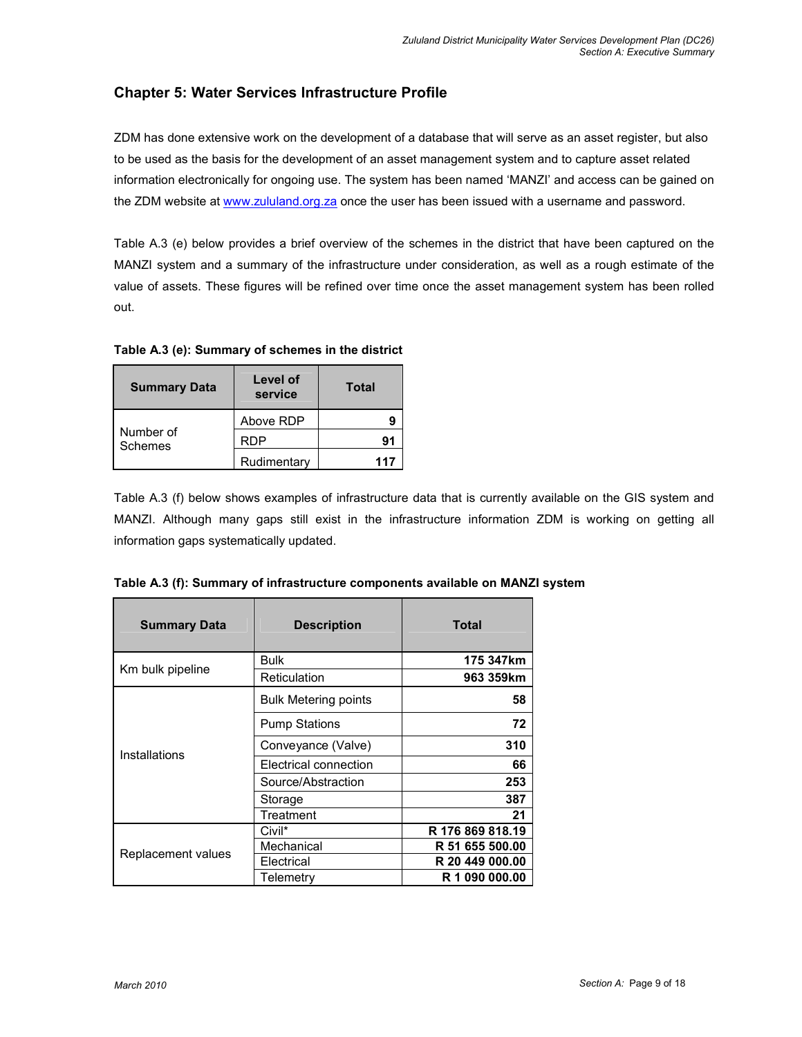## Chapter 5: Water Services Infrastructure Profile

ZDM has done extensive work on the development of a database that will serve as an asset register, but also to be used as the basis for the development of an asset management system and to capture asset related information electronically for ongoing use. The system has been named 'MANZI' and access can be gained on the ZDM website at [www.zululand.org.za](http://www.zululand.org.za) once the user has been issued with a username and password.

Table A.3 (e) below provides a brief overview of the schemes in the district that have been captured on the MANZI system and a summary of the infrastructure under consideration, as well as a rough estimate of the value of assets. These figures will be refined over time once the asset management system has been rolled out.

**Table A.3 (e): Summary of schemes in the district**

| Summary Data | Level of service | Total |
|---|---|---|
| Number of Schemes | Above RDP | **9** |
| | RDP | **91** |
| | Rudimentary | **117** |

Table A.3 (f) below shows examples of infrastructure data that is currently available on the GIS system and MANZI. Although many gaps still exist in the infrastructure information ZDM is working on getting all information gaps systematically updated.

**Table A.3 (f): Summary of infrastructure components available on MANZI system**

| Summary Data | Description | Total |
|---|---|---|
| Km bulk pipeline | Bulk | **175 347km** |
| | Reticulation | **963 359km** |
| Installations | Bulk Metering points | **58** |
| | Pump Stations | **72** |
| | Conveyance (Valve) | **310** |
| | Electrical connection | **66** |
| | Source/Abstraction | **253** |
| | Storage | **387** |
| | Treatment | **21** |
| Replacement values | Civil* | **R 176 869 818.19** |
| | Mechanical | **R 51 655 500.00** |
| | Electrical | **R 20 449 000.00** |
| | Telemetry | **R 1 090 000.00** |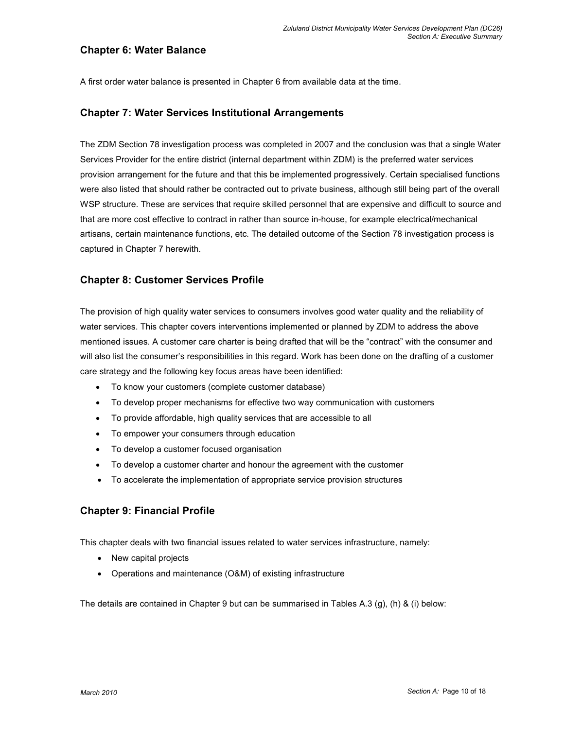## Chapter 6: Water Balance

A first order water balance is presented in Chapter 6 from available data at the time.

## Chapter 7: Water Services Institutional Arrangements

The ZDM Section 78 investigation process was completed in 2007 and the conclusion was that a single Water Services Provider for the entire district (internal department within ZDM) is the preferred water services provision arrangement for the future and that this be implemented progressively. Certain specialised functions were also listed that should rather be contracted out to private business, although still being part of the overall WSP structure. These are services that require skilled personnel that are expensive and difficult to source and that are more cost effective to contract in rather than source in-house, for example electrical/mechanical artisans, certain maintenance functions, etc. The detailed outcome of the Section 78 investigation process is captured in Chapter 7 herewith.

## Chapter 8: Customer Services Profile

The provision of high quality water services to consumers involves good water quality and the reliability of water services. This chapter covers interventions implemented or planned by ZDM to address the above mentioned issues. A customer care charter is being drafted that will be the "contract" with the consumer and will also list the consumer's responsibilities in this regard. Work has been done on the drafting of a customer care strategy and the following key focus areas have been identified:

- To know your customers (complete customer database)
- To develop proper mechanisms for effective two way communication with customers
- To provide affordable, high quality services that are accessible to all
- To empower your consumers through education
- To develop a customer focused organisation
- To develop a customer charter and honour the agreement with the customer
- To accelerate the implementation of appropriate service provision structures

## Chapter 9: Financial Profile

This chapter deals with two financial issues related to water services infrastructure, namely:

- New capital projects
- Operations and maintenance (O&M) of existing infrastructure

The details are contained in Chapter 9 but can be summarised in Tables A.3 (g), (h) & (i) below: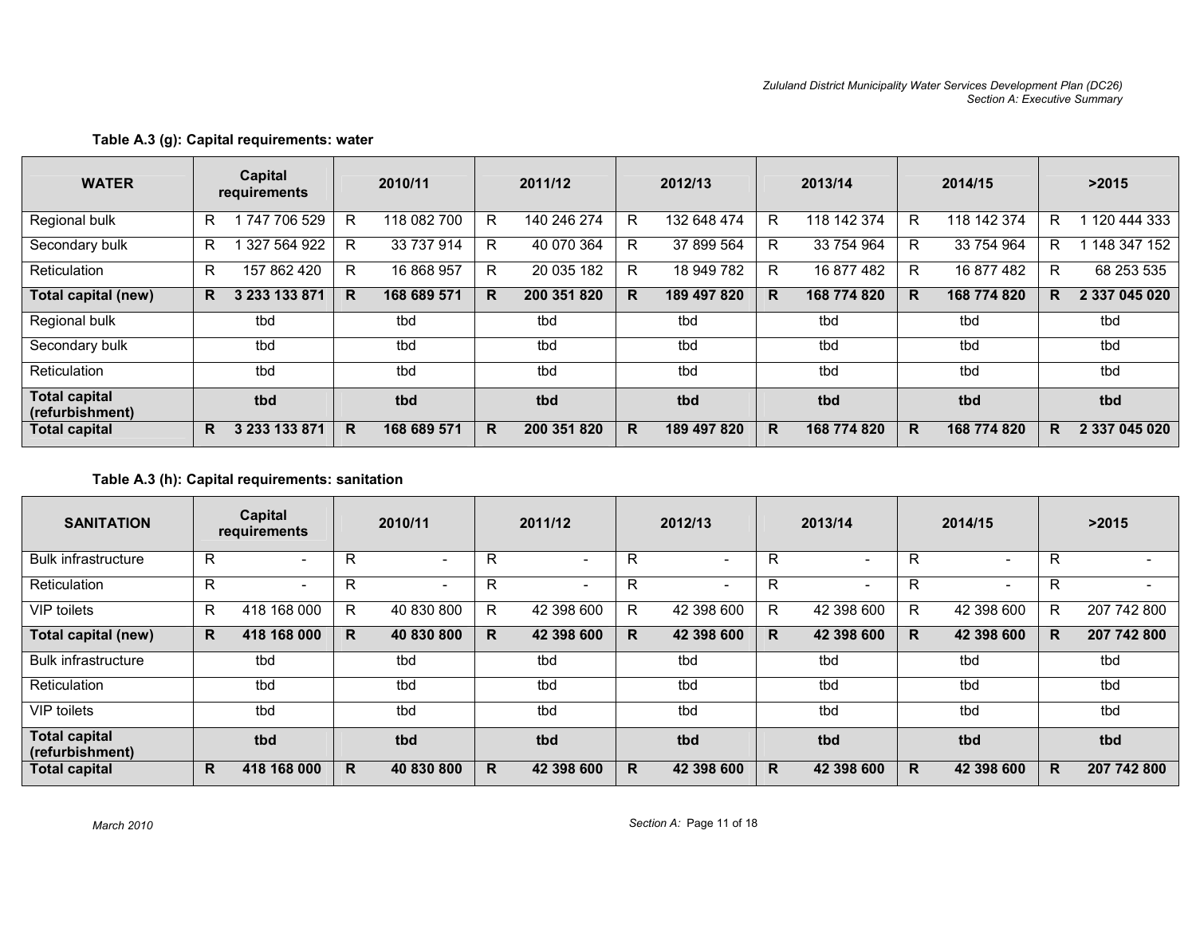**Table A.3 (g): Capital requirements: water**

| WATER | Capital requirements | 2010/11 | 2011/12 | 2012/13 | 2013/14 | 2014/15 | >2015 |
|---|---|---|---|---|---|---|---|
| Regional bulk | R 1 747 706 529 | R 118 082 700 | R 140 246 274 | R 132 648 474 | R 118 142 374 | R 118 142 374 | R 1 120 444 333 |
| Secondary bulk | R 1 327 564 922 | R 33 737 914 | R 40 070 364 | R 37 899 564 | R 33 754 964 | R 33 754 964 | R 1 148 347 152 |
| Reticulation | R 157 862 420 | R 16 868 957 | R 20 035 182 | R 18 949 782 | R 16 877 482 | R 16 877 482 | R 68 253 535 |
| **Total capital (new)** | **R 3 233 133 871** | **R 168 689 571** | **R 200 351 820** | **R 189 497 820** | **R 168 774 820** | **R 168 774 820** | **R 2 337 045 020** |
| Regional bulk | tbd | tbd | tbd | tbd | tbd | tbd | tbd |
| Secondary bulk | tbd | tbd | tbd | tbd | tbd | tbd | tbd |
| Reticulation | tbd | tbd | tbd | tbd | tbd | tbd | tbd |
| **Total capital (refurbishment)** | **tbd** | **tbd** | **tbd** | **tbd** | **tbd** | **tbd** | **tbd** |
| **Total capital** | **R 3 233 133 871** | **R 168 689 571** | **R 200 351 820** | **R 189 497 820** | **R 168 774 820** | **R 168 774 820** | **R 2 337 045 020** |

**Table A.3 (h): Capital requirements: sanitation**

| SANITATION | Capital requirements | 2010/11 | 2011/12 | 2012/13 | 2013/14 | 2014/15 | >2015 |
|---|---|---|---|---|---|---|---|
| Bulk infrastructure | R - | R - | R - | R - | R - | R - | R - |
| Reticulation | R - | R - | R - | R - | R - | R - | R - |
| VIP toilets | R 418 168 000 | R 40 830 800 | R 42 398 600 | R 42 398 600 | R 42 398 600 | R 42 398 600 | R 207 742 800 |
| **Total capital (new)** | **R 418 168 000** | **R 40 830 800** | **R 42 398 600** | **R 42 398 600** | **R 42 398 600** | **R 42 398 600** | **R 207 742 800** |
| Bulk infrastructure | tbd | tbd | tbd | tbd | tbd | tbd | tbd |
| Reticulation | tbd | tbd | tbd | tbd | tbd | tbd | tbd |
| VIP toilets | tbd | tbd | tbd | tbd | tbd | tbd | tbd |
| **Total capital (refurbishment)** | **tbd** | **tbd** | **tbd** | **tbd** | **tbd** | **tbd** | **tbd** |
| **Total capital** | **R 418 168 000** | **R 40 830 800** | **R 42 398 600** | **R 42 398 600** | **R 42 398 600** | **R 42 398 600** | **R 207 742 800** |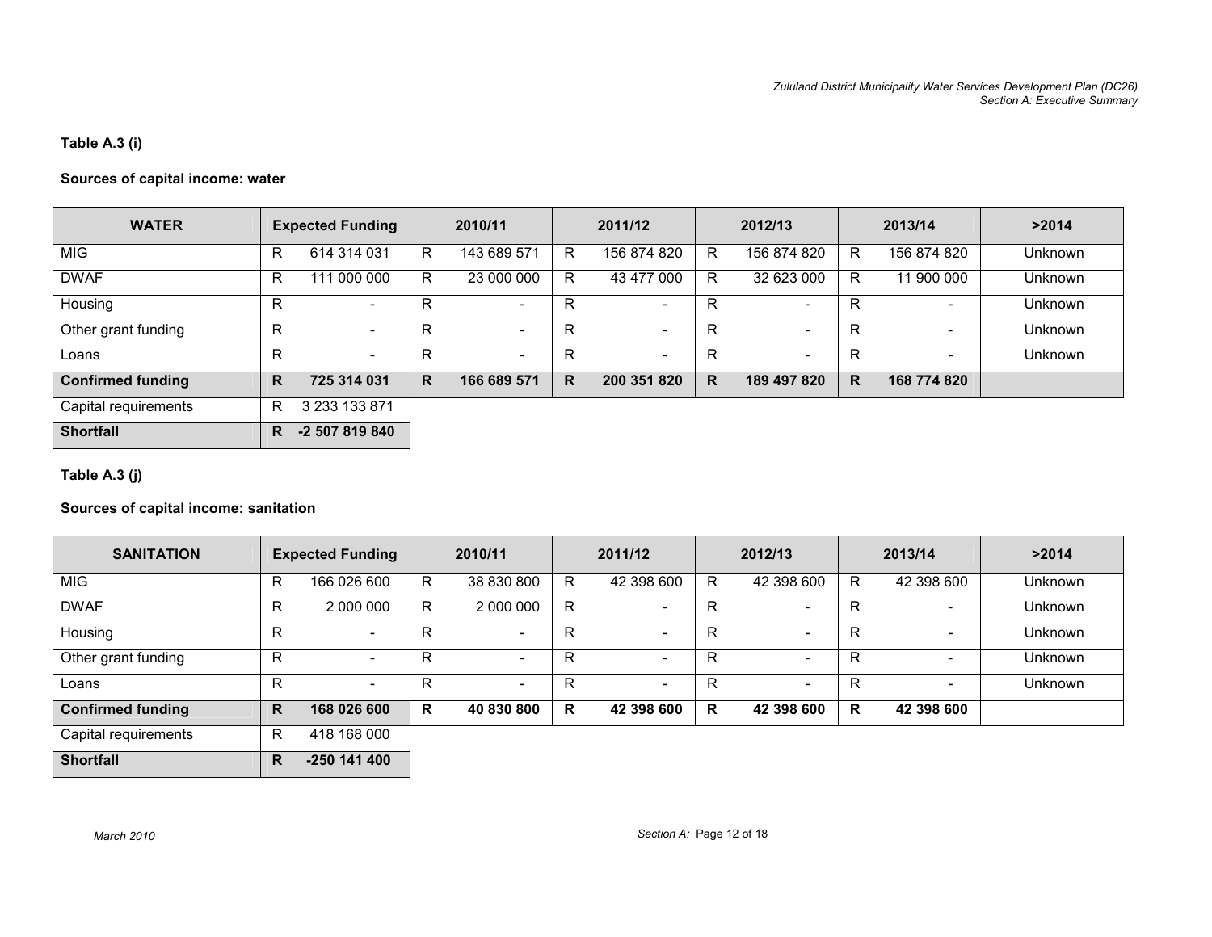**Table A.3 (i)**

**Sources of capital income: water**

| WATER | Expected Funding | 2010/11 | 2011/12 | 2012/13 | 2013/14 | >2014 |
|---|---|---|---|---|---|---|
| MIG | R 614 314 031 | R 143 689 571 | R 156 874 820 | R 156 874 820 | R 156 874 820 | Unknown |
| DWAF | R 111 000 000 | R 23 000 000 | R 43 477 000 | R 32 623 000 | R 11 900 000 | Unknown |
| Housing | R - | R - | R - | R - | R - | Unknown |
| Other grant funding | R - | R - | R - | R - | R - | Unknown |
| Loans | R - | R - | R - | R - | R - | Unknown |
| **Confirmed funding** | **R 725 314 031** | **R 166 689 571** | **R 200 351 820** | **R 189 497 820** | **R 168 774 820** | |
| Capital requirements | R 3 233 133 871 | | | | | |
| **Shortfall** | **R -2 507 819 840** | | | | | |

**Table A.3 (j)**

**Sources of capital income: sanitation**

| SANITATION | Expected Funding | 2010/11 | 2011/12 | 2012/13 | 2013/14 | >2014 |
|---|---|---|---|---|---|---|
| MIG | R 166 026 600 | R 38 830 800 | R 42 398 600 | R 42 398 600 | R 42 398 600 | Unknown |
| DWAF | R 2 000 000 | R 2 000 000 | R - | R - | R - | Unknown |
| Housing | R - | R - | R - | R - | R - | Unknown |
| Other grant funding | R - | R - | R - | R - | R - | Unknown |
| Loans | R - | R - | R - | R - | R - | Unknown |
| **Confirmed funding** | **R 168 026 600** | **R 40 830 800** | **R 42 398 600** | **R 42 398 600** | **R 42 398 600** | |
| Capital requirements | R 418 168 000 | | | | | |
| **Shortfall** | **R -250 141 400** | | | | | |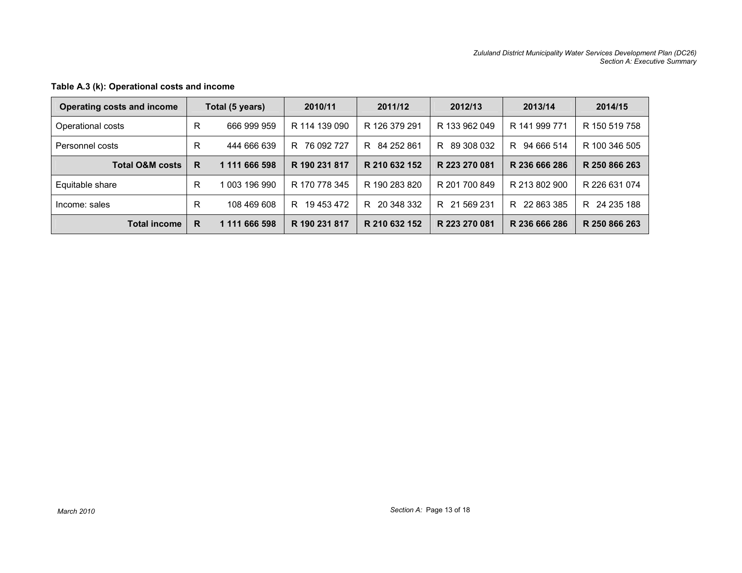**Table A.3 (k): Operational costs and income**

| Operating costs and income | Total (5 years) | 2010/11 | 2011/12 | 2012/13 | 2013/14 | 2014/15 |
|---|---|---|---|---|---|---|
| Operational costs | R 666 999 959 | R 114 139 090 | R 126 379 291 | R 133 962 049 | R 141 999 771 | R 150 519 758 |
| Personnel costs | R 444 666 639 | R 76 092 727 | R 84 252 861 | R 89 308 032 | R 94 666 514 | R 100 346 505 |
| **Total O&M costs** | **R 1 111 666 598** | **R 190 231 817** | **R 210 632 152** | **R 223 270 081** | **R 236 666 286** | **R 250 866 263** |
| Equitable share | R 1 003 196 990 | R 170 778 345 | R 190 283 820 | R 201 700 849 | R 213 802 900 | R 226 631 074 |
| Income: sales | R 108 469 608 | R 19 453 472 | R 20 348 332 | R 21 569 231 | R 22 863 385 | R 24 235 188 |
| **Total income** | **R 1 111 666 598** | **R 190 231 817** | **R 210 632 152** | **R 223 270 081** | **R 236 666 286** | **R 250 866 263** |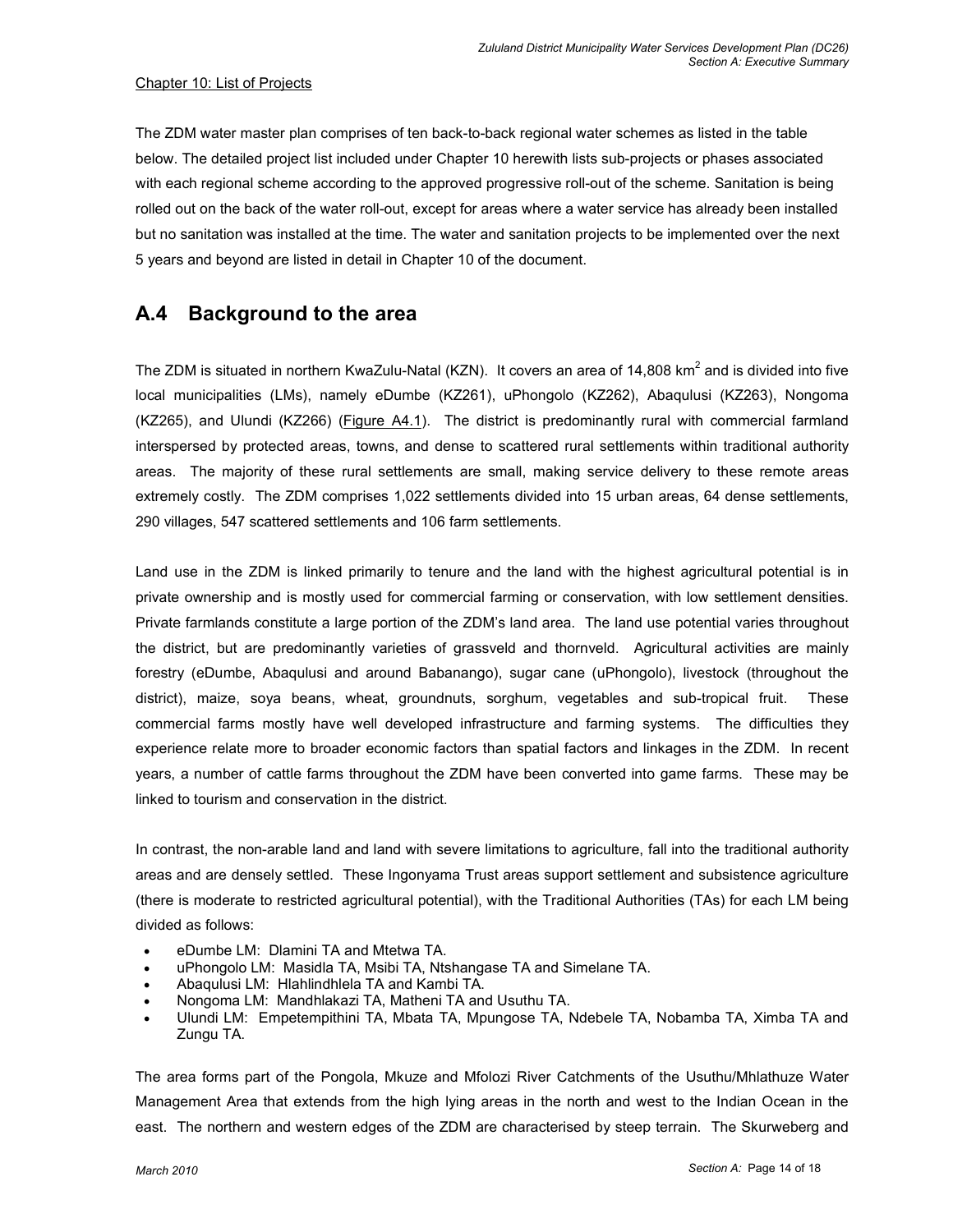Chapter 10: List of Projects

The ZDM water master plan comprises of ten back-to-back regional water schemes as listed in the table below. The detailed project list included under Chapter 10 herewith lists sub-projects or phases associated with each regional scheme according to the approved progressive roll-out of the scheme. Sanitation is being rolled out on the back of the water roll-out, except for areas where a water service has already been installed but no sanitation was installed at the time. The water and sanitation projects to be implemented over the next 5 years and beyond are listed in detail in Chapter 10 of the document.

## A.4 Background to the area

The ZDM is situated in northern KwaZulu-Natal (KZN). It covers an area of 14,808 km$^2$ and is divided into five local municipalities (LMs), namely eDumbe (KZ261), uPhongolo (KZ262), Abaqulusi (KZ263), Nongoma (KZ265), and Ulundi (KZ266) (Figure A4.1). The district is predominantly rural with commercial farmland interspersed by protected areas, towns, and dense to scattered rural settlements within traditional authority areas. The majority of these rural settlements are small, making service delivery to these remote areas extremely costly. The ZDM comprises 1,022 settlements divided into 15 urban areas, 64 dense settlements, 290 villages, 547 scattered settlements and 106 farm settlements.

Land use in the ZDM is linked primarily to tenure and the land with the highest agricultural potential is in private ownership and is mostly used for commercial farming or conservation, with low settlement densities. Private farmlands constitute a large portion of the ZDM's land area. The land use potential varies throughout the district, but are predominantly varieties of grassveld and thornveld. Agricultural activities are mainly forestry (eDumbe, Abaqulusi and around Babanango), sugar cane (uPhongolo), livestock (throughout the district), maize, soya beans, wheat, groundnuts, sorghum, vegetables and sub-tropical fruit. These commercial farms mostly have well developed infrastructure and farming systems. The difficulties they experience relate more to broader economic factors than spatial factors and linkages in the ZDM. In recent years, a number of cattle farms throughout the ZDM have been converted into game farms. These may be linked to tourism and conservation in the district.

In contrast, the non-arable land and land with severe limitations to agriculture, fall into the traditional authority areas and are densely settled. These Ingonyama Trust areas support settlement and subsistence agriculture (there is moderate to restricted agricultural potential), with the Traditional Authorities (TAs) for each LM being divided as follows:

- eDumbe LM: Dlamini TA and Mtetwa TA.
- uPhongolo LM: Masidla TA, Msibi TA, Ntshangase TA and Simelane TA.
- Abaqulusi LM: Hlahlindhlela TA and Kambi TA.
- Nongoma LM: Mandhlakazi TA, Matheni TA and Usuthu TA.
- Ulundi LM: Empetempithini TA, Mbata TA, Mpungose TA, Ndebele TA, Nobamba TA, Ximba TA and Zungu TA.

The area forms part of the Pongola, Mkuze and Mfolozi River Catchments of the Usuthu/Mhlathuze Water Management Area that extends from the high lying areas in the north and west to the Indian Ocean in the east. The northern and western edges of the ZDM are characterised by steep terrain. The Skurweberg and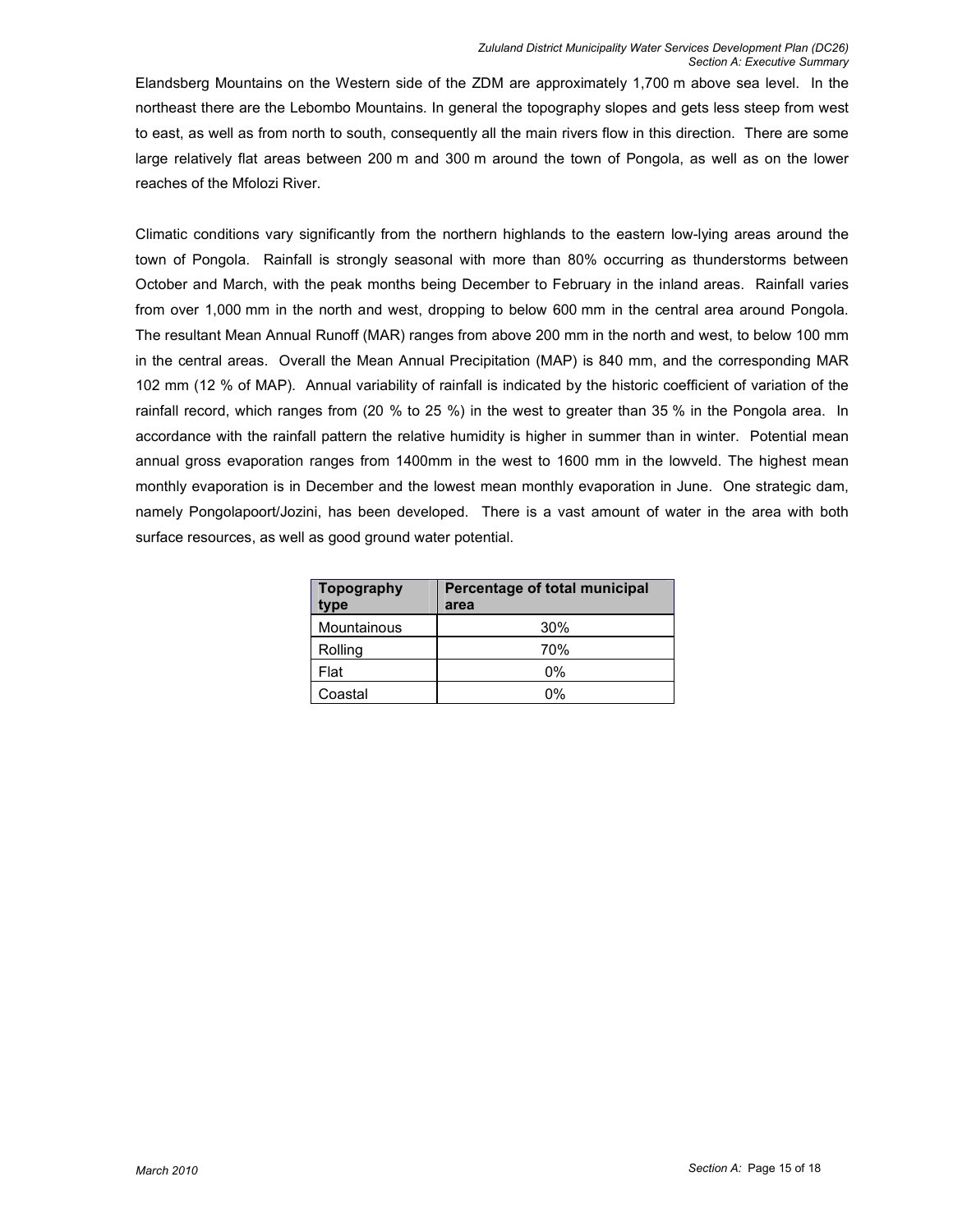Elandsberg Mountains on the Western side of the ZDM are approximately 1,700 m above sea level. In the northeast there are the Lebombo Mountains. In general the topography slopes and gets less steep from west to east, as well as from north to south, consequently all the main rivers flow in this direction. There are some large relatively flat areas between 200 m and 300 m around the town of Pongola, as well as on the lower reaches of the Mfolozi River.

Climatic conditions vary significantly from the northern highlands to the eastern low-lying areas around the town of Pongola. Rainfall is strongly seasonal with more than 80% occurring as thunderstorms between October and March, with the peak months being December to February in the inland areas. Rainfall varies from over 1,000 mm in the north and west, dropping to below 600 mm in the central area around Pongola. The resultant Mean Annual Runoff (MAR) ranges from above 200 mm in the north and west, to below 100 mm in the central areas. Overall the Mean Annual Precipitation (MAP) is 840 mm, and the corresponding MAR 102 mm (12 % of MAP). Annual variability of rainfall is indicated by the historic coefficient of variation of the rainfall record, which ranges from (20 % to 25 %) in the west to greater than 35 % in the Pongola area. In accordance with the rainfall pattern the relative humidity is higher in summer than in winter. Potential mean annual gross evaporation ranges from 1400mm in the west to 1600 mm in the lowveld. The highest mean monthly evaporation is in December and the lowest mean monthly evaporation in June. One strategic dam, namely Pongolapoort/Jozini, has been developed. There is a vast amount of water in the area with both surface resources, as well as good ground water potential.

| Topography type | Percentage of total municipal area |
|---|---|
| Mountainous | 30% |
| Rolling | 70% |
| Flat | 0% |
| Coastal | 0% |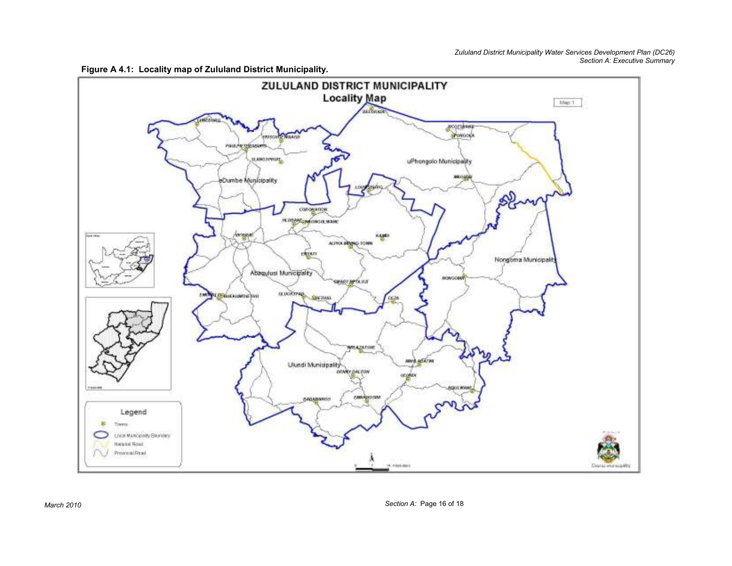**Figure A 4.1: Locality map of Zululand District Municipality.**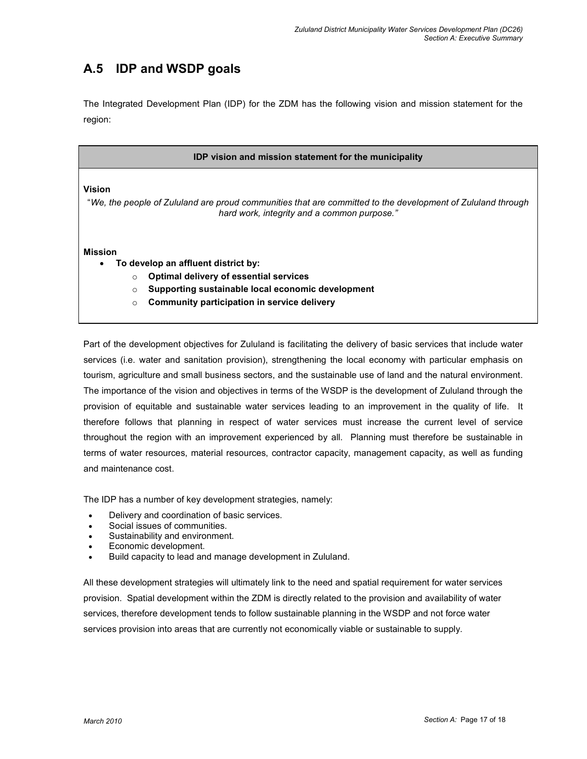## A.5 IDP and WSDP goals

The Integrated Development Plan (IDP) for the ZDM has the following vision and mission statement for the region:

| IDP vision and mission statement for the municipality |
| --- |
| **Vision**<br>"*We, the people of Zululand are proud communities that are committed to the development of Zululand through hard work, integrity and a common purpose.*"<br><br>**Mission**<br>• **To develop an affluent district by:**<br>  o **Optimal delivery of essential services**<br>  o **Supporting sustainable local economic development**<br>  o **Community participation in service delivery** |

Part of the development objectives for Zululand is facilitating the delivery of basic services that include water services (i.e. water and sanitation provision), strengthening the local economy with particular emphasis on tourism, agriculture and small business sectors, and the sustainable use of land and the natural environment. The importance of the vision and objectives in terms of the WSDP is the development of Zululand through the provision of equitable and sustainable water services leading to an improvement in the quality of life. It therefore follows that planning in respect of water services must increase the current level of service throughout the region with an improvement experienced by all. Planning must therefore be sustainable in terms of water resources, material resources, contractor capacity, management capacity, as well as funding and maintenance cost.

The IDP has a number of key development strategies, namely:

- Delivery and coordination of basic services.
- Social issues of communities.
- Sustainability and environment.
- Economic development.
- Build capacity to lead and manage development in Zululand.

All these development strategies will ultimately link to the need and spatial requirement for water services provision. Spatial development within the ZDM is directly related to the provision and availability of water services, therefore development tends to follow sustainable planning in the WSDP and not force water services provision into areas that are currently not economically viable or sustainable to supply.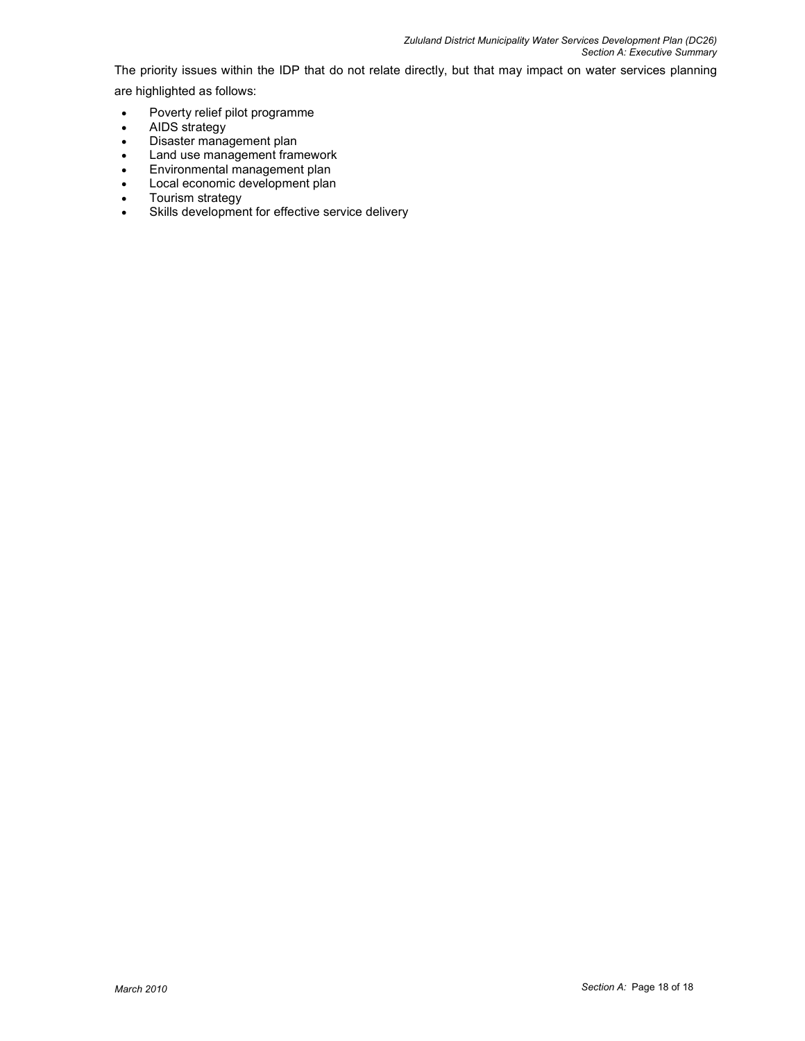The priority issues within the IDP that do not relate directly, but that may impact on water services planning are highlighted as follows:

- Poverty relief pilot programme
- AIDS strategy
- Disaster management plan
- Land use management framework
- Environmental management plan
- Local economic development plan
- Tourism strategy
- Skills development for effective service delivery